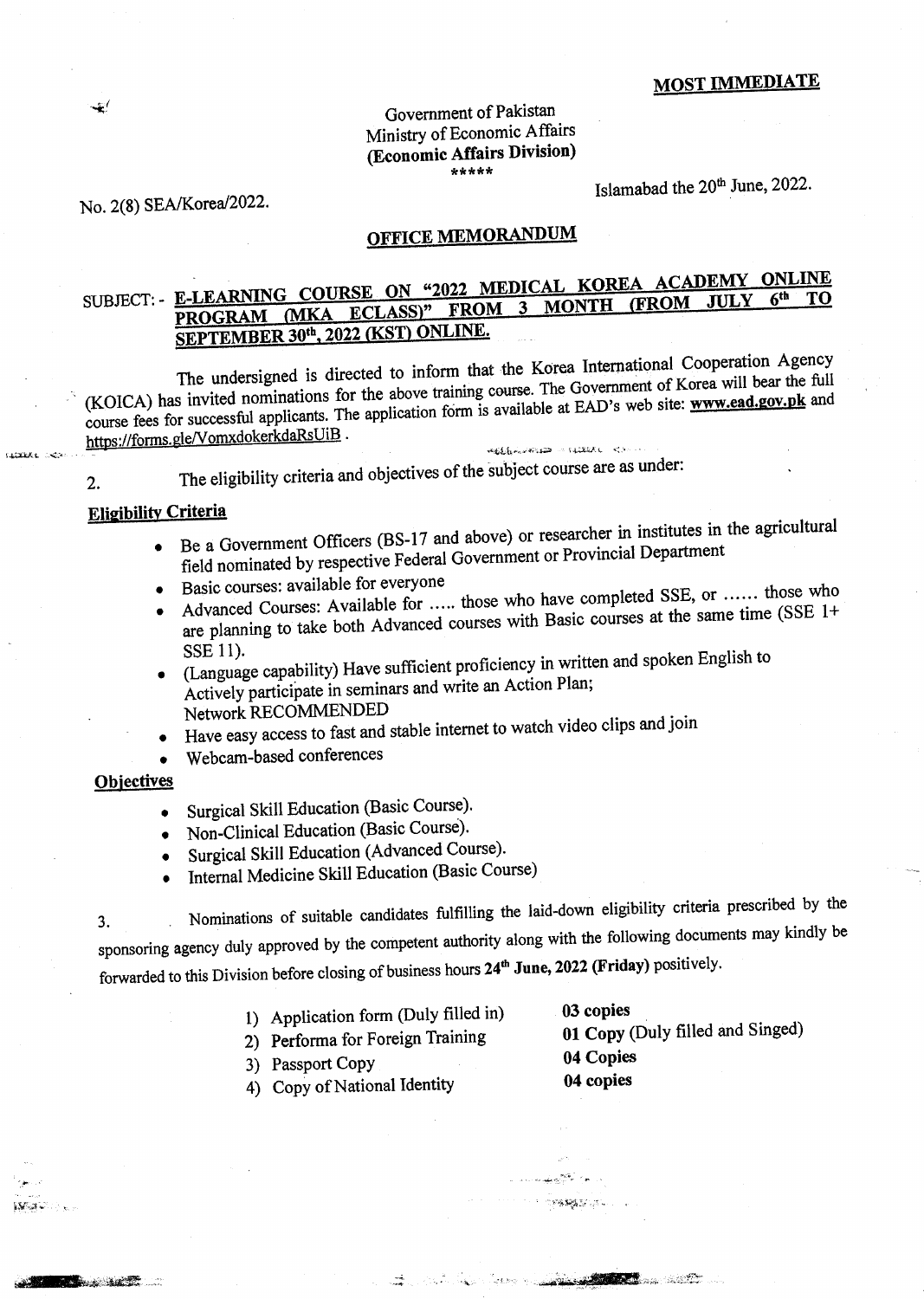**MOST IMMEDIATE**

Government of Pakistan
Ministry of Economic Affairs
**(Economic Affairs Division)**
\*\*\*\*\*

No. 2(8) SEA/Korea/2022.

Islamabad the 20th June, 2022.

## OFFICE MEMORANDUM

SUBJECT: - **E-LEARNING COURSE ON "2022 MEDICAL KOREA ACADEMY ONLINE PROGRAM (MKA ECLASS)" FROM 3 MONTH (FROM JULY 6th TO SEPTEMBER 30th, 2022 (KST) ONLINE.**

The undersigned is directed to inform that the Korea International Cooperation Agency (KOICA) has invited nominations for the above training course. The Government of Korea will bear the full course fees for successful applicants. The application form is available at EAD's web site: **www.ead.gov.pk** and https://forms.gle/VomxdokerkdaRsUiB .

2. The eligibility criteria and objectives of the subject course are as under:

**Eligibility Criteria**

- Be a Government Officers (BS-17 and above) or researcher in institutes in the agricultural field nominated by respective Federal Government or Provincial Department
- Basic courses: available for everyone
- Advanced Courses: Available for ..... those who have completed SSE, or ...... those who are planning to take both Advanced courses with Basic courses at the same time (SSE 1+ SSE 11).
- (Language capability) Have sufficient proficiency in written and spoken English to Actively participate in seminars and write an Action Plan;
  Network RECOMMENDED
- Have easy access to fast and stable internet to watch video clips and join
- Webcam-based conferences

**Objectives**

- Surgical Skill Education (Basic Course).
- Non-Clinical Education (Basic Course).
- Surgical Skill Education (Advanced Course).
- Internal Medicine Skill Education (Basic Course)

3. Nominations of suitable candidates fulfilling the laid-down eligibility criteria prescribed by the sponsoring agency duly approved by the competent authority along with the following documents may kindly be forwarded to this Division before closing of business hours **24th June, 2022 (Friday)** positively.

1) Application form (Duly filled in) — **03 copies**
2) Performa for Foreign Training — **01 Copy** (Duly filled and Singed)
3) Passport Copy — **04 Copies**
4) Copy of National Identity — **04 copies**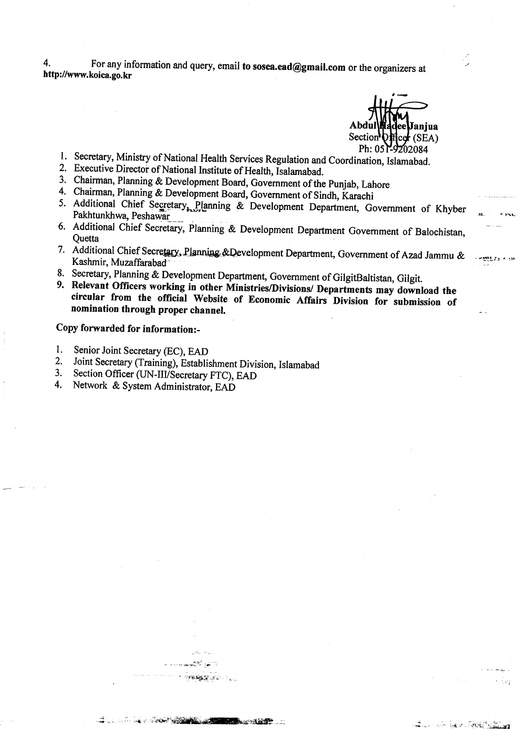4. For any information and query, email **to sosea.ead@gmail.com** or the organizers at **http://www.koica.go.kr**

**Abdul Hadee Janjua**
Section Officer (SEA)
Ph: 051-9202084

1. Secretary, Ministry of National Health Services Regulation and Coordination, Islamabad.
2. Executive Director of National Institute of Health, Isalamabad.
3. Chairman, Planning & Development Board, Government of the Punjab, Lahore
4. Chairman, Planning & Development Board, Government of Sindh, Karachi
5. Additional Chief Secretary, Planning & Development Department, Government of Khyber Pakhtunkhwa, Peshawar
6. Additional Chief Secretary, Planning & Development Department Government of Balochistan, Quetta
7. Additional Chief Secretary, Planning &Development Department, Government of Azad Jammu & Kashmir, Muzaffarabad
8. Secretary, Planning & Development Department, Government of GilgitBaltistan, Gilgit.
9. **Relevant Officers working in other Ministries/Divisions/ Departments may download the circular from the official Website of Economic Affairs Division for submission of nomination through proper channel.**

**Copy forwarded for information:-**

1. Senior Joint Secretary (EC), EAD
2. Joint Secretary (Training), Establishment Division, Islamabad
3. Section Officer (UN-III/Secretary FTC), EAD
4. Network & System Administrator, EAD